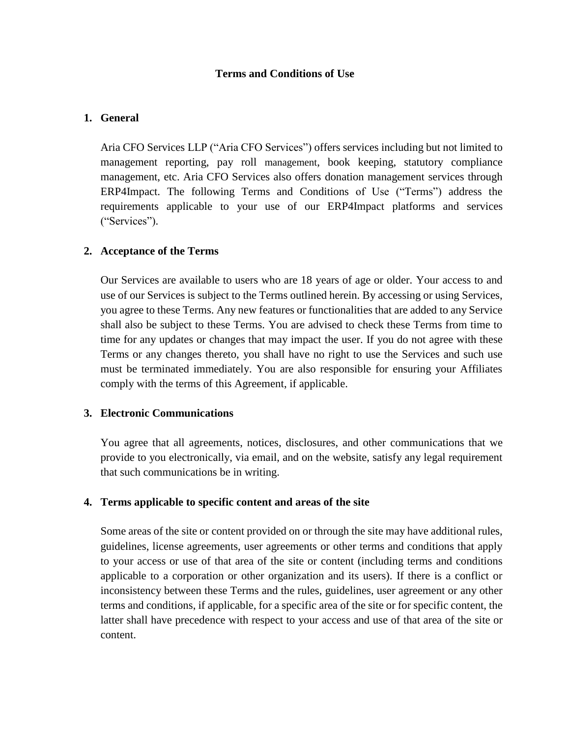# Terms and Conditions of Use

## 1. General

Aria CFO Services LLP ("Aria CFO Services") offers services including but not limited to management reporting, pay roll management, book keeping, statutory compliance management, etc. Aria CFO Services also offers donation management services through ERP4Impact. The following Terms and Conditions of Use ("Terms") address the requirements applicable to your use of our ERP4Impact platforms and services ("Services").

## 2. Acceptance of the Terms

Our Services are available to users who are 18 years of age or older. Your access to and use of our Services is subject to the Terms outlined herein. By accessing or using Services, you agree to these Terms. Any new features or functionalities that are added to any Service shall also be subject to these Terms. You are advised to check these Terms from time to time for any updates or changes that may impact the user. If you do not agree with these Terms or any changes thereto, you shall have no right to use the Services and such use must be terminated immediately. You are also responsible for ensuring your Affiliates comply with the terms of this Agreement, if applicable.

## 3. Electronic Communications

You agree that all agreements, notices, disclosures, and other communications that we provide to you electronically, via email, and on the website, satisfy any legal requirement that such communications be in writing.

## 4. Terms applicable to specific content and areas of the site

Some areas of the site or content provided on or through the site may have additional rules, guidelines, license agreements, user agreements or other terms and conditions that apply to your access or use of that area of the site or content (including terms and conditions applicable to a corporation or other organization and its users). If there is a conflict or inconsistency between these Terms and the rules, guidelines, user agreement or any other terms and conditions, if applicable, for a specific area of the site or for specific content, the latter shall have precedence with respect to your access and use of that area of the site or content.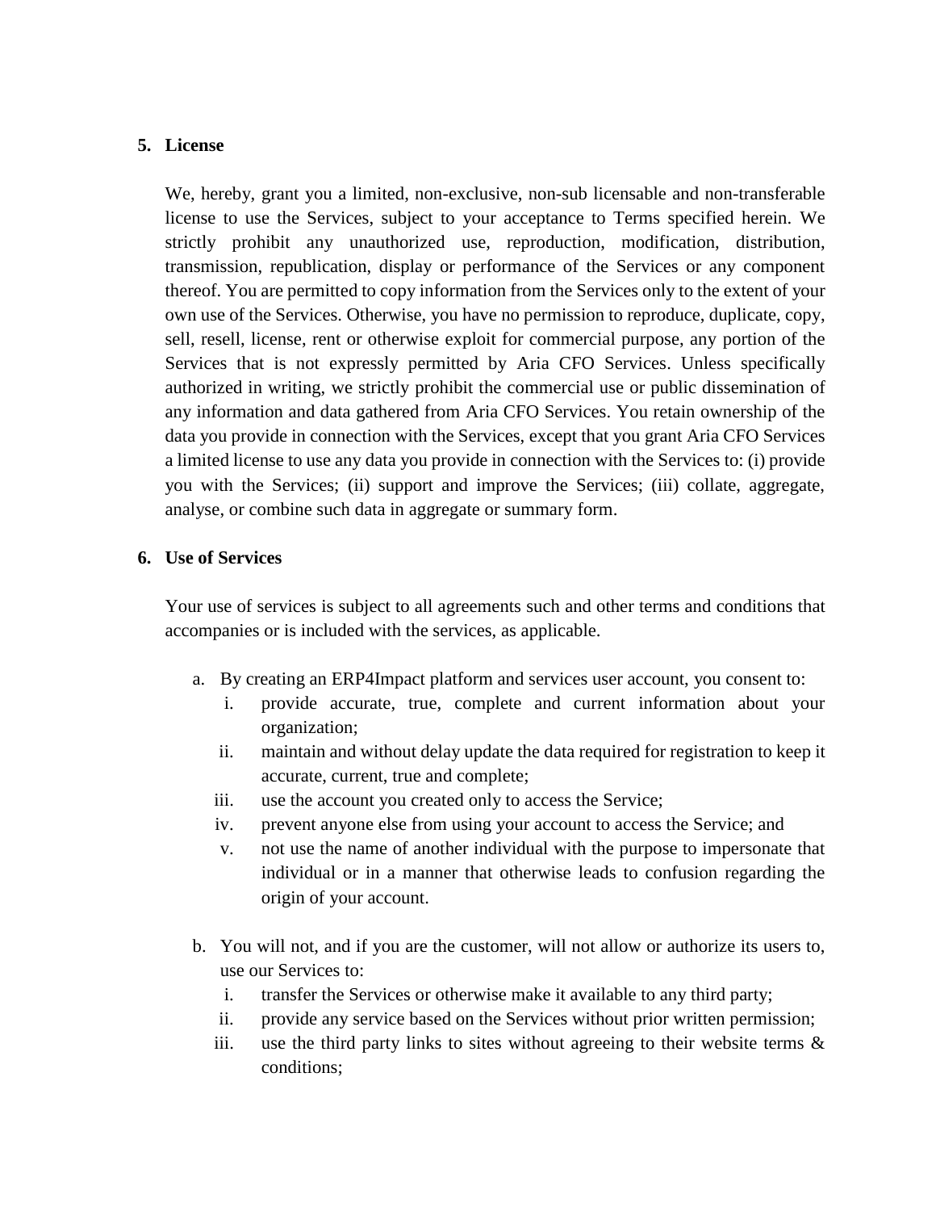## 5. License

We, hereby, grant you a limited, non-exclusive, non-sub licensable and non-transferable license to use the Services, subject to your acceptance to Terms specified herein. We strictly prohibit any unauthorized use, reproduction, modification, distribution, transmission, republication, display or performance of the Services or any component thereof. You are permitted to copy information from the Services only to the extent of your own use of the Services. Otherwise, you have no permission to reproduce, duplicate, copy, sell, resell, license, rent or otherwise exploit for commercial purpose, any portion of the Services that is not expressly permitted by Aria CFO Services. Unless specifically authorized in writing, we strictly prohibit the commercial use or public dissemination of any information and data gathered from Aria CFO Services. You retain ownership of the data you provide in connection with the Services, except that you grant Aria CFO Services a limited license to use any data you provide in connection with the Services to: (i) provide you with the Services; (ii) support and improve the Services; (iii) collate, aggregate, analyse, or combine such data in aggregate or summary form.

## 6. Use of Services

Your use of services is subject to all agreements such and other terms and conditions that accompanies or is included with the services, as applicable.

a. By creating an ERP4Impact platform and services user account, you consent to:
   - i. provide accurate, true, complete and current information about your organization;
   - ii. maintain and without delay update the data required for registration to keep it accurate, current, true and complete;
   - iii. use the account you created only to access the Service;
   - iv. prevent anyone else from using your account to access the Service; and
   - v. not use the name of another individual with the purpose to impersonate that individual or in a manner that otherwise leads to confusion regarding the origin of your account.

b. You will not, and if you are the customer, will not allow or authorize its users to, use our Services to:
   - i. transfer the Services or otherwise make it available to any third party;
   - ii. provide any service based on the Services without prior written permission;
   - iii. use the third party links to sites without agreeing to their website terms & conditions;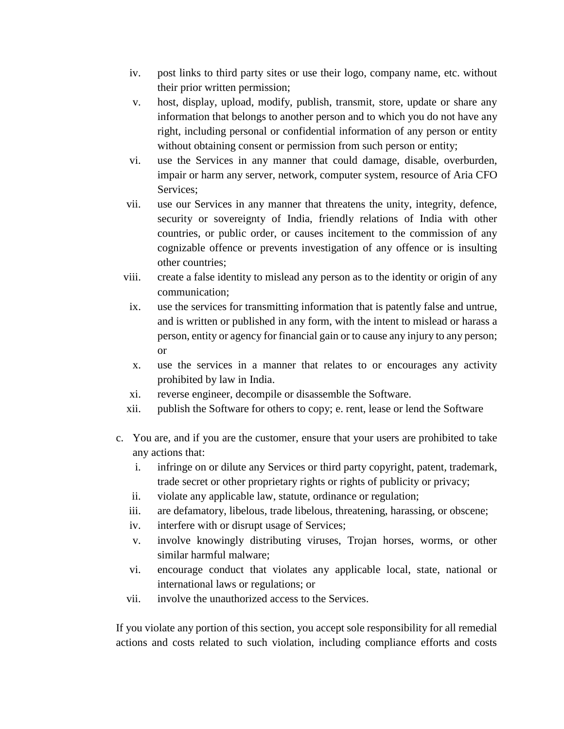iv. post links to third party sites or use their logo, company name, etc. without their prior written permission;

v. host, display, upload, modify, publish, transmit, store, update or share any information that belongs to another person and to which you do not have any right, including personal or confidential information of any person or entity without obtaining consent or permission from such person or entity;

vi. use the Services in any manner that could damage, disable, overburden, impair or harm any server, network, computer system, resource of Aria CFO Services;

vii. use our Services in any manner that threatens the unity, integrity, defence, security or sovereignty of India, friendly relations of India with other countries, or public order, or causes incitement to the commission of any cognizable offence or prevents investigation of any offence or is insulting other countries;

viii. create a false identity to mislead any person as to the identity or origin of any communication;

ix. use the services for transmitting information that is patently false and untrue, and is written or published in any form, with the intent to mislead or harass a person, entity or agency for financial gain or to cause any injury to any person; or

x. use the services in a manner that relates to or encourages any activity prohibited by law in India.

xi. reverse engineer, decompile or disassemble the Software.

xii. publish the Software for others to copy; e. rent, lease or lend the Software

c. You are, and if you are the customer, ensure that your users are prohibited to take any actions that:

   i. infringe on or dilute any Services or third party copyright, patent, trademark, trade secret or other proprietary rights or rights of publicity or privacy;

   ii. violate any applicable law, statute, ordinance or regulation;

   iii. are defamatory, libelous, trade libelous, threatening, harassing, or obscene;

   iv. interfere with or disrupt usage of Services;

   v. involve knowingly distributing viruses, Trojan horses, worms, or other similar harmful malware;

   vi. encourage conduct that violates any applicable local, state, national or international laws or regulations; or

   vii. involve the unauthorized access to the Services.

If you violate any portion of this section, you accept sole responsibility for all remedial actions and costs related to such violation, including compliance efforts and costs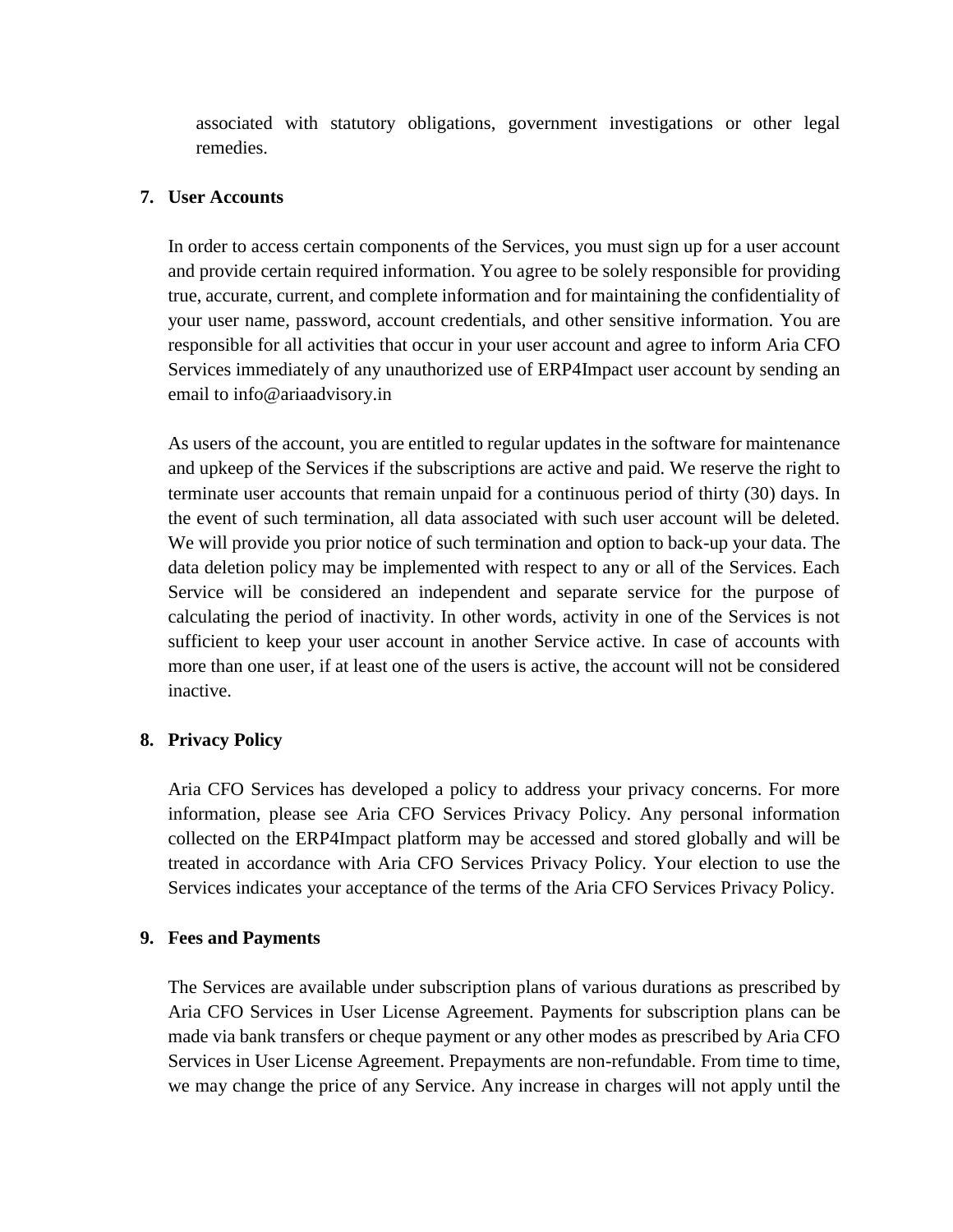associated with statutory obligations, government investigations or other legal remedies.

7. **User Accounts**

   In order to access certain components of the Services, you must sign up for a user account and provide certain required information. You agree to be solely responsible for providing true, accurate, current, and complete information and for maintaining the confidentiality of your user name, password, account credentials, and other sensitive information. You are responsible for all activities that occur in your user account and agree to inform Aria CFO Services immediately of any unauthorized use of ERP4Impact user account by sending an email to info@ariaadvisory.in

   As users of the account, you are entitled to regular updates in the software for maintenance and upkeep of the Services if the subscriptions are active and paid. We reserve the right to terminate user accounts that remain unpaid for a continuous period of thirty (30) days. In the event of such termination, all data associated with such user account will be deleted. We will provide you prior notice of such termination and option to back-up your data. The data deletion policy may be implemented with respect to any or all of the Services. Each Service will be considered an independent and separate service for the purpose of calculating the period of inactivity. In other words, activity in one of the Services is not sufficient to keep your user account in another Service active. In case of accounts with more than one user, if at least one of the users is active, the account will not be considered inactive.

8. **Privacy Policy**

   Aria CFO Services has developed a policy to address your privacy concerns. For more information, please see Aria CFO Services Privacy Policy. Any personal information collected on the ERP4Impact platform may be accessed and stored globally and will be treated in accordance with Aria CFO Services Privacy Policy. Your election to use the Services indicates your acceptance of the terms of the Aria CFO Services Privacy Policy.

9. **Fees and Payments**

   The Services are available under subscription plans of various durations as prescribed by Aria CFO Services in User License Agreement. Payments for subscription plans can be made via bank transfers or cheque payment or any other modes as prescribed by Aria CFO Services in User License Agreement. Prepayments are non-refundable. From time to time, we may change the price of any Service. Any increase in charges will not apply until the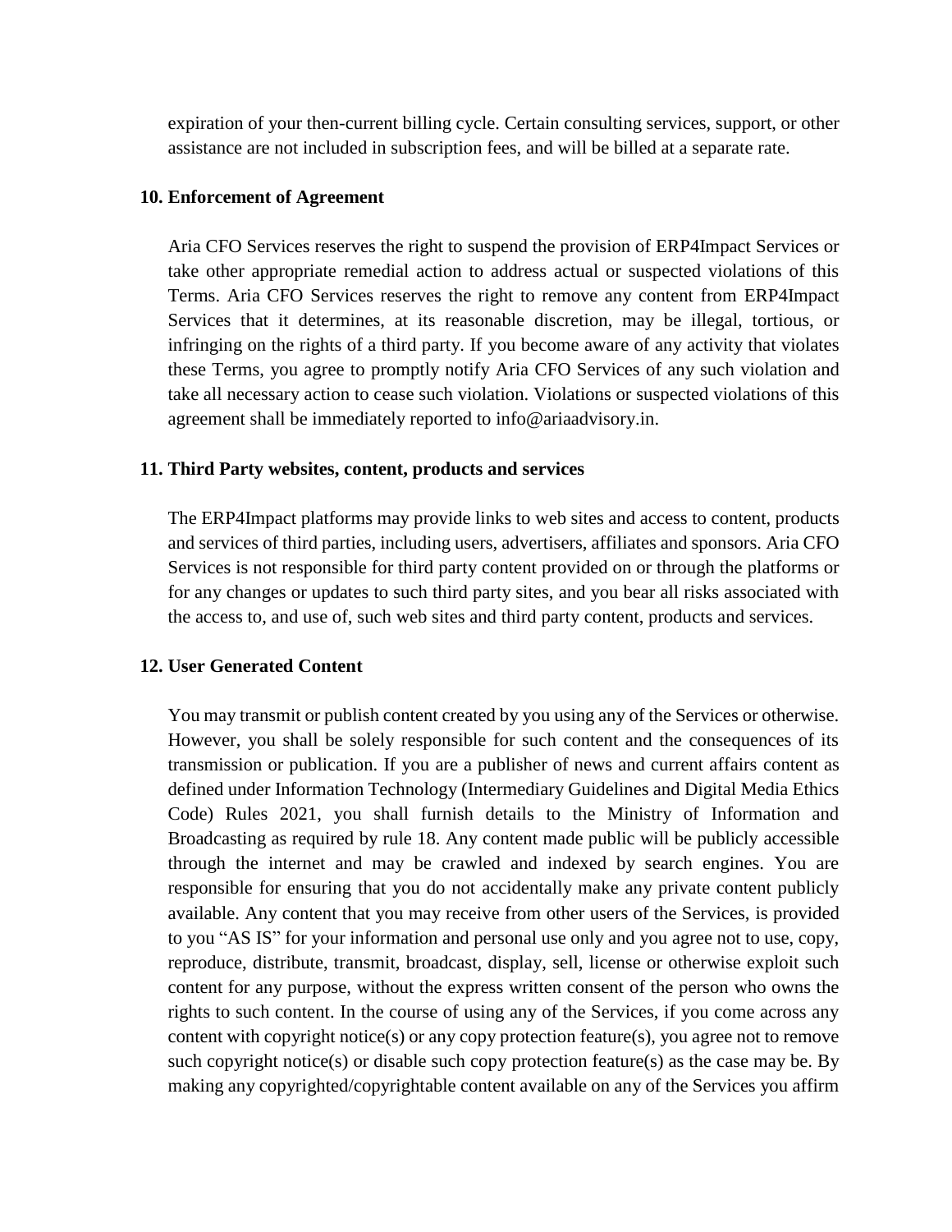expiration of your then-current billing cycle. Certain consulting services, support, or other assistance are not included in subscription fees, and will be billed at a separate rate.

**10. Enforcement of Agreement**

Aria CFO Services reserves the right to suspend the provision of ERP4Impact Services or take other appropriate remedial action to address actual or suspected violations of this Terms. Aria CFO Services reserves the right to remove any content from ERP4Impact Services that it determines, at its reasonable discretion, may be illegal, tortious, or infringing on the rights of a third party. If you become aware of any activity that violates these Terms, you agree to promptly notify Aria CFO Services of any such violation and take all necessary action to cease such violation. Violations or suspected violations of this agreement shall be immediately reported to info@ariaadvisory.in.

**11. Third Party websites, content, products and services**

The ERP4Impact platforms may provide links to web sites and access to content, products and services of third parties, including users, advertisers, affiliates and sponsors. Aria CFO Services is not responsible for third party content provided on or through the platforms or for any changes or updates to such third party sites, and you bear all risks associated with the access to, and use of, such web sites and third party content, products and services.

**12. User Generated Content**

You may transmit or publish content created by you using any of the Services or otherwise. However, you shall be solely responsible for such content and the consequences of its transmission or publication. If you are a publisher of news and current affairs content as defined under Information Technology (Intermediary Guidelines and Digital Media Ethics Code) Rules 2021, you shall furnish details to the Ministry of Information and Broadcasting as required by rule 18. Any content made public will be publicly accessible through the internet and may be crawled and indexed by search engines. You are responsible for ensuring that you do not accidentally make any private content publicly available. Any content that you may receive from other users of the Services, is provided to you "AS IS" for your information and personal use only and you agree not to use, copy, reproduce, distribute, transmit, broadcast, display, sell, license or otherwise exploit such content for any purpose, without the express written consent of the person who owns the rights to such content. In the course of using any of the Services, if you come across any content with copyright notice(s) or any copy protection feature(s), you agree not to remove such copyright notice(s) or disable such copy protection feature(s) as the case may be. By making any copyrighted/copyrightable content available on any of the Services you affirm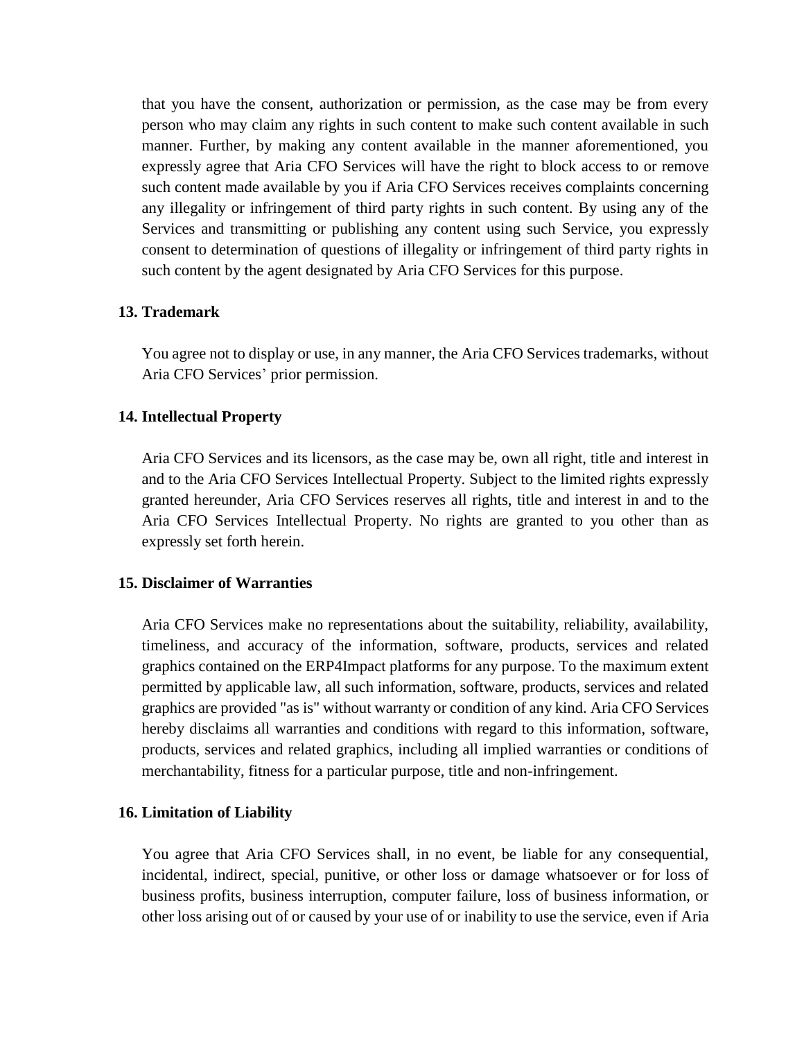that you have the consent, authorization or permission, as the case may be from every person who may claim any rights in such content to make such content available in such manner. Further, by making any content available in the manner aforementioned, you expressly agree that Aria CFO Services will have the right to block access to or remove such content made available by you if Aria CFO Services receives complaints concerning any illegality or infringement of third party rights in such content. By using any of the Services and transmitting or publishing any content using such Service, you expressly consent to determination of questions of illegality or infringement of third party rights in such content by the agent designated by Aria CFO Services for this purpose.

**13. Trademark**

You agree not to display or use, in any manner, the Aria CFO Services trademarks, without Aria CFO Services' prior permission.

**14. Intellectual Property**

Aria CFO Services and its licensors, as the case may be, own all right, title and interest in and to the Aria CFO Services Intellectual Property. Subject to the limited rights expressly granted hereunder, Aria CFO Services reserves all rights, title and interest in and to the Aria CFO Services Intellectual Property. No rights are granted to you other than as expressly set forth herein.

**15. Disclaimer of Warranties**

Aria CFO Services make no representations about the suitability, reliability, availability, timeliness, and accuracy of the information, software, products, services and related graphics contained on the ERP4Impact platforms for any purpose. To the maximum extent permitted by applicable law, all such information, software, products, services and related graphics are provided "as is" without warranty or condition of any kind. Aria CFO Services hereby disclaims all warranties and conditions with regard to this information, software, products, services and related graphics, including all implied warranties or conditions of merchantability, fitness for a particular purpose, title and non-infringement.

**16. Limitation of Liability**

You agree that Aria CFO Services shall, in no event, be liable for any consequential, incidental, indirect, special, punitive, or other loss or damage whatsoever or for loss of business profits, business interruption, computer failure, loss of business information, or other loss arising out of or caused by your use of or inability to use the service, even if Aria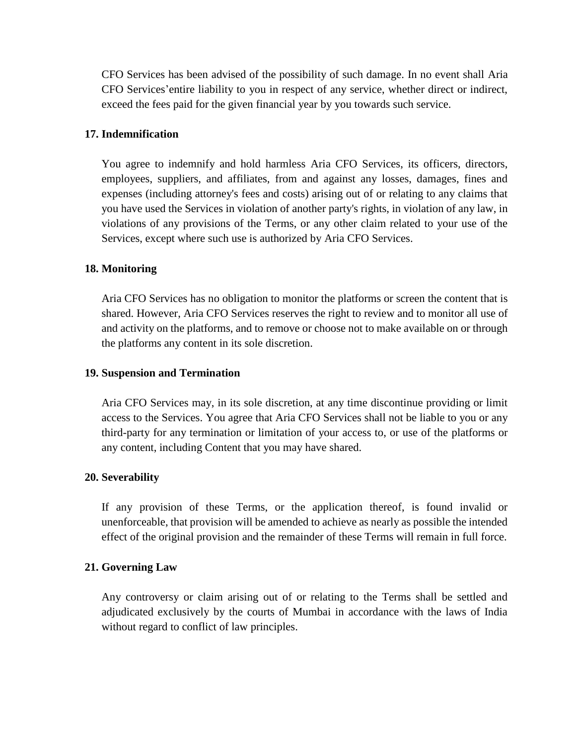CFO Services has been advised of the possibility of such damage. In no event shall Aria CFO Services'entire liability to you in respect of any service, whether direct or indirect, exceed the fees paid for the given financial year by you towards such service.

**17. Indemnification**

You agree to indemnify and hold harmless Aria CFO Services, its officers, directors, employees, suppliers, and affiliates, from and against any losses, damages, fines and expenses (including attorney's fees and costs) arising out of or relating to any claims that you have used the Services in violation of another party's rights, in violation of any law, in violations of any provisions of the Terms, or any other claim related to your use of the Services, except where such use is authorized by Aria CFO Services.

**18. Monitoring**

Aria CFO Services has no obligation to monitor the platforms or screen the content that is shared. However, Aria CFO Services reserves the right to review and to monitor all use of and activity on the platforms, and to remove or choose not to make available on or through the platforms any content in its sole discretion.

**19. Suspension and Termination**

Aria CFO Services may, in its sole discretion, at any time discontinue providing or limit access to the Services. You agree that Aria CFO Services shall not be liable to you or any third-party for any termination or limitation of your access to, or use of the platforms or any content, including Content that you may have shared.

**20. Severability**

If any provision of these Terms, or the application thereof, is found invalid or unenforceable, that provision will be amended to achieve as nearly as possible the intended effect of the original provision and the remainder of these Terms will remain in full force.

**21. Governing Law**

Any controversy or claim arising out of or relating to the Terms shall be settled and adjudicated exclusively by the courts of Mumbai in accordance with the laws of India without regard to conflict of law principles.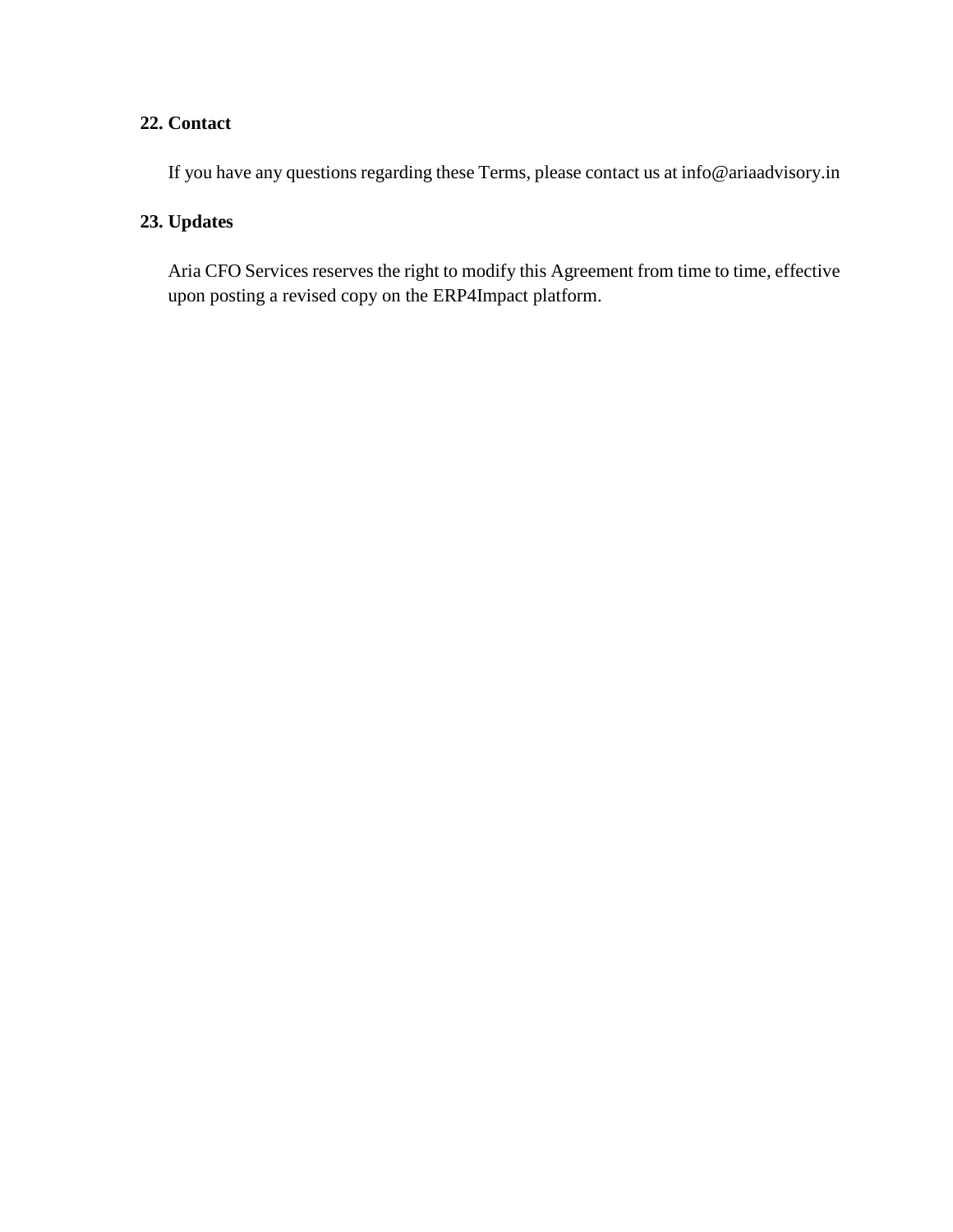**22. Contact**

If you have any questions regarding these Terms, please contact us at info@ariaadvisory.in

**23. Updates**

Aria CFO Services reserves the right to modify this Agreement from time to time, effective upon posting a revised copy on the ERP4Impact platform.